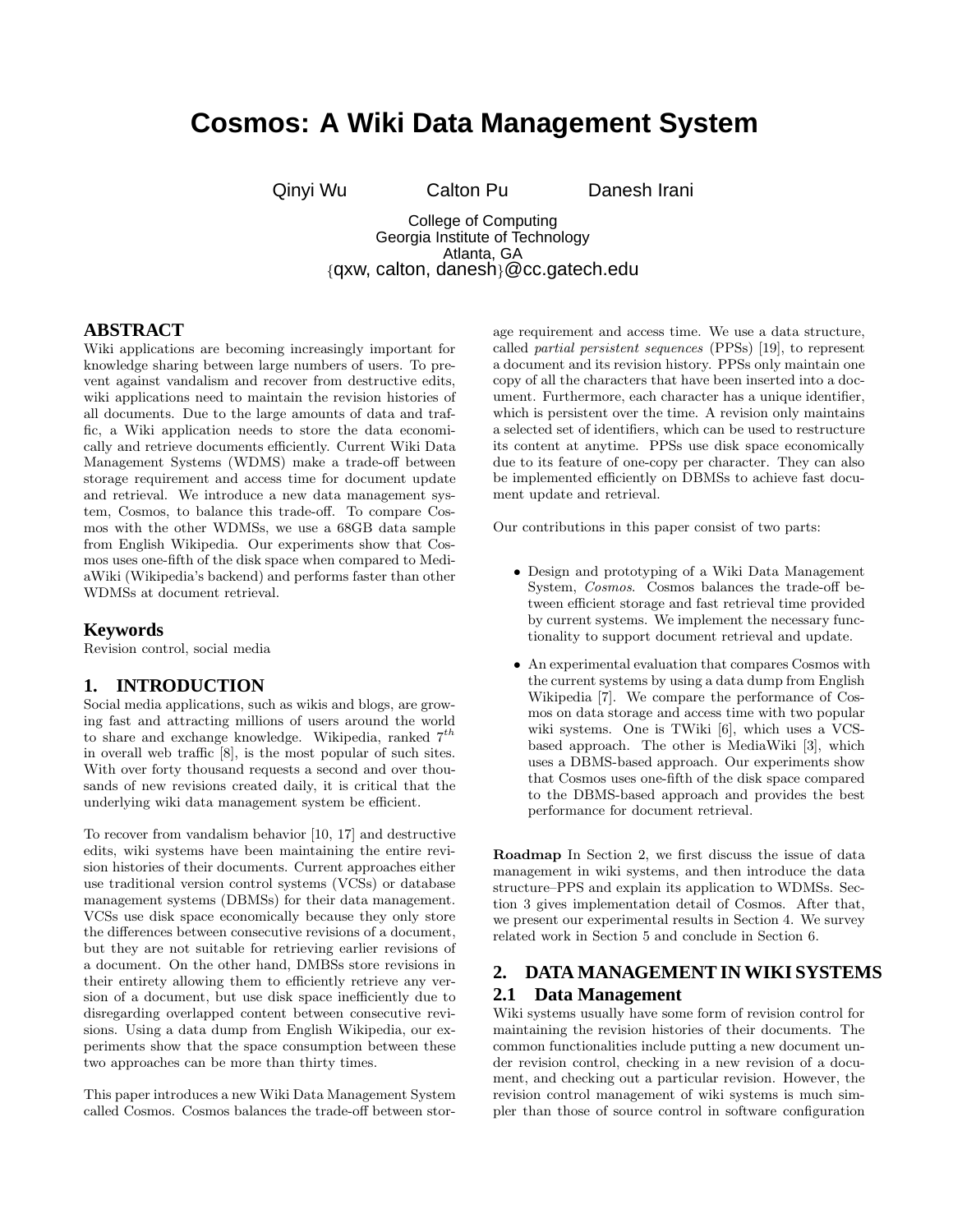# Cosmos: A Wiki Data Management System

Qinyi Wu    Calton Pu    Danesh Irani

College of Computing
Georgia Institute of Technology
Atlanta, GA
{qxw, calton, danesh}@cc.gatech.edu

## ABSTRACT

Wiki applications are becoming increasingly important for knowledge sharing between large numbers of users. To prevent against vandalism and recover from destructive edits, wiki applications need to maintain the revision histories of all documents. Due to the large amounts of data and traffic, a Wiki application needs to store the data economically and retrieve documents efficiently. Current Wiki Data Management Systems (WDMS) make a trade-off between storage requirement and access time for document update and retrieval. We introduce a new data management system, Cosmos, to balance this trade-off. To compare Cosmos with the other WDMSs, we use a 68GB data sample from English Wikipedia. Our experiments show that Cosmos uses one-fifth of the disk space when compared to MediaWiki (Wikipedia's backend) and performs faster than other WDMSs at document retrieval.

### Keywords

Revision control, social media

## 1. INTRODUCTION

Social media applications, such as wikis and blogs, are growing fast and attracting millions of users around the world to share and exchange knowledge. Wikipedia, ranked $7^{th}$ in overall web traffic [8], is the most popular of such sites. With over forty thousand requests a second and over thousands of new revisions created daily, it is critical that the underlying wiki data management system be efficient.

To recover from vandalism behavior [10, 17] and destructive edits, wiki systems have been maintaining the entire revision histories of their documents. Current approaches either use traditional version control systems (VCSs) or database management systems (DBMSs) for their data management. VCSs use disk space economically because they only store the differences between consecutive revisions of a document, but they are not suitable for retrieving earlier revisions of a document. On the other hand, DMBSs store revisions in their entirety allowing them to efficiently retrieve any version of a document, but use disk space inefficiently due to disregarding overlapped content between consecutive revisions. Using a data dump from English Wikipedia, our experiments show that the space consumption between these two approaches can be more than thirty times.

This paper introduces a new Wiki Data Management System called Cosmos. Cosmos balances the trade-off between storage requirement and access time. We use a data structure, called *partial persistent sequences* (PPSs) [19], to represent a document and its revision history. PPSs only maintain one copy of all the characters that have been inserted into a document. Furthermore, each character has a unique identifier, which is persistent over the time. A revision only maintains a selected set of identifiers, which can be used to restructure its content at anytime. PPSs use disk space economically due to its feature of one-copy per character. They can also be implemented efficiently on DBMSs to achieve fast document update and retrieval.

Our contributions in this paper consist of two parts:

- Design and prototyping of a Wiki Data Management System, *Cosmos*. Cosmos balances the trade-off between efficient storage and fast retrieval time provided by current systems. We implement the necessary functionality to support document retrieval and update.
- An experimental evaluation that compares Cosmos with the current systems by using a data dump from English Wikipedia [7]. We compare the performance of Cosmos on data storage and access time with two popular wiki systems. One is TWiki [6], which uses a VCS-based approach. The other is MediaWiki [3], which uses a DBMS-based approach. Our experiments show that Cosmos uses one-fifth of the disk space compared to the DBMS-based approach and provides the best performance for document retrieval.

**Roadmap** In Section 2, we first discuss the issue of data management in wiki systems, and then introduce the data structure–PPS and explain its application to WDMSs. Section 3 gives implementation detail of Cosmos. After that, we present our experimental results in Section 4. We survey related work in Section 5 and conclude in Section 6.

## 2. DATA MANAGEMENT IN WIKI SYSTEMS

### 2.1 Data Management

Wiki systems usually have some form of revision control for maintaining the revision histories of their documents. The common functionalities include putting a new document under revision control, checking in a new revision of a document, and checking out a particular revision. However, the revision control management of wiki systems is much simpler than those of source control in software configuration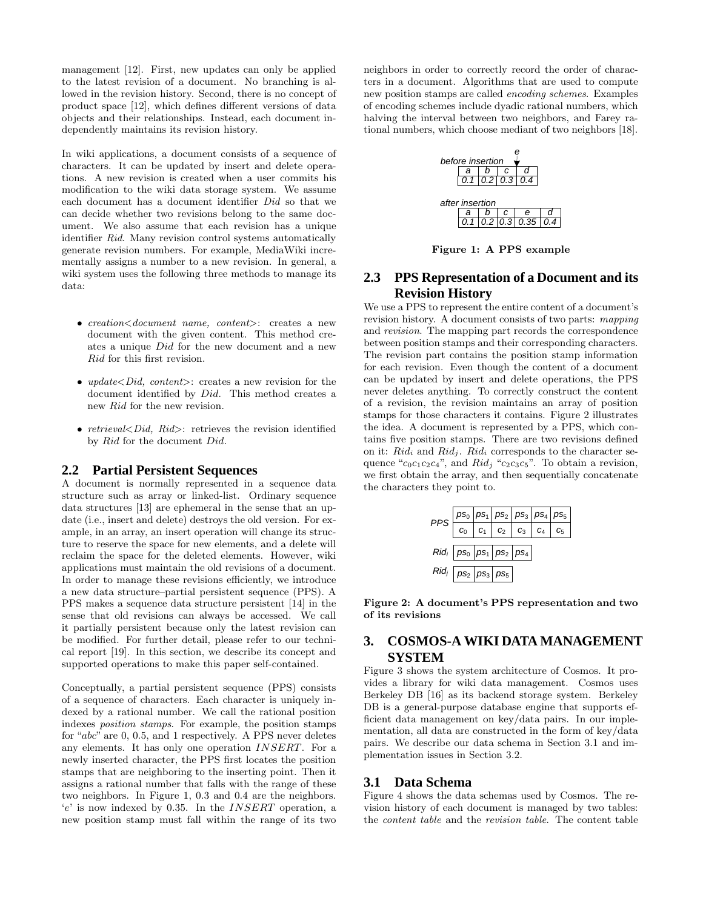management [12]. First, new updates can only be applied to the latest revision of a document. No branching is allowed in the revision history. Second, there is no concept of product space [12], which defines different versions of data objects and their relationships. Instead, each document independently maintains its revision history.

In wiki applications, a document consists of a sequence of characters. It can be updated by insert and delete operations. A new revision is created when a user commits his modification to the wiki data storage system. We assume each document has a document identifier *Did* so that we can decide whether two revisions belong to the same document. We also assume that each revision has a unique identifier *Rid*. Many revision control systems automatically generate revision numbers. For example, MediaWiki incrementally assigns a number to a new revision. In general, a wiki system uses the following three methods to manage its data:

- *creation<document name, content>*: creates a new document with the given content. This method creates a unique *Did* for the new document and a new *Rid* for this first revision.
- *update<Did, content>*: creates a new revision for the document identified by *Did*. This method creates a new *Rid* for the new revision.
- *retrieval<Did, Rid>*: retrieves the revision identified by *Rid* for the document *Did*.

## 2.2 Partial Persistent Sequences

A document is normally represented in a sequence data structure such as array or linked-list. Ordinary sequence data structures [13] are ephemeral in the sense that an update (i.e., insert and delete) destroys the old version. For example, in an array, an insert operation will change its structure to reserve the space for new elements, and a delete will reclaim the space for the deleted elements. However, wiki applications must maintain the old revisions of a document. In order to manage these revisions efficiently, we introduce a new data structure–partial persistent sequence (PPS). A PPS makes a sequence data structure persistent [14] in the sense that old revisions can always be accessed. We call it partially persistent because only the latest revision can be modified. For further detail, please refer to our technical report [19]. In this section, we describe its concept and supported operations to make this paper self-contained.

Conceptually, a partial persistent sequence (PPS) consists of a sequence of characters. Each character is uniquely indexed by a rational number. We call the rational position indexes *position stamps*. For example, the position stamps for "*abc*" are 0, 0.5, and 1 respectively. A PPS never deletes any elements. It has only one operation *INSERT*. For a newly inserted character, the PPS first locates the position stamps that are neighboring to the inserting point. Then it assigns a rational number that falls with the range of these two neighbors. In Figure 1, 0.3 and 0.4 are the neighbors. '*e*' is now indexed by 0.35. In the *INSERT* operation, a new position stamp must fall within the range of its two neighbors in order to correctly record the order of characters in a document. Algorithms that are used to compute new position stamps are called *encoding schemes*. Examples of encoding schemes include dyadic rational numbers, which halving the interval between two neighbors, and Farey rational numbers, which choose mediant of two neighbors [18].

*before insertion* (inserting *e*)

| a | b | c | d |
|---|---|---|---|
| 0.1 | 0.2 | 0.3 | 0.4 |

*after insertion*

| a | b | c | e | d |
|---|---|---|---|---|
| 0.1 | 0.2 | 0.3 | 0.35 | 0.4 |

**Figure 1: A PPS example**

## 2.3 PPS Representation of a Document and its Revision History

We use a PPS to represent the entire content of a document's revision history. A document consists of two parts: *mapping* and *revision*. The mapping part records the correspondence between position stamps and their corresponding characters. The revision part contains the position stamp information for each revision. Even though the content of a document can be updated by insert and delete operations, the PPS never deletes anything. To correctly construct the content of a revision, the revision maintains an array of position stamps for those characters it contains. Figure 2 illustrates the idea. A document is represented by a PPS, which contains five position stamps. There are two revisions defined on it: $Rid_i$ and $Rid_j$. $Rid_i$ corresponds to the character sequence "$c_0c_1c_2c_4$", and $Rid_j$ "$c_2c_3c_5$". To obtain a revision, we first obtain the array, and then sequentially concatenate the characters they point to.

| PPS | $ps_0$ | $ps_1$ | $ps_2$ | $ps_3$ | $ps_4$ | $ps_5$ |
|---|---|---|---|---|---|---|
| | $c_0$ | $c_1$ | $c_2$ | $c_3$ | $c_4$ | $c_5$ |
| $Rid_i$ | $ps_0$ | $ps_1$ | $ps_2$ | $ps_4$ | | |
| $Rid_j$ | $ps_2$ | $ps_3$ | $ps_5$ | | | |

**Figure 2: A document's PPS representation and two of its revisions**

# 3. COSMOS-A WIKI DATA MANAGEMENT SYSTEM

Figure 3 shows the system architecture of Cosmos. It provides a library for wiki data management. Cosmos uses Berkeley DB [16] as its backend storage system. Berkeley DB is a general-purpose database engine that supports efficient data management on key/data pairs. In our implementation, all data are constructed in the form of key/data pairs. We describe our data schema in Section 3.1 and implementation issues in Section 3.2.

## 3.1 Data Schema

Figure 4 shows the data schemas used by Cosmos. The revision history of each document is managed by two tables: the *content table* and the *revision table*. The content table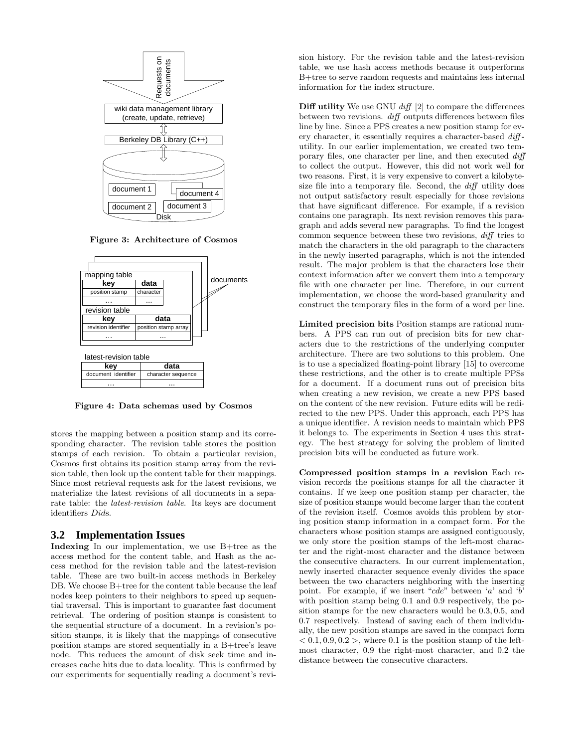Figure 3: Architecture of Cosmos

Figure 4: Data schemas used by Cosmos

stores the mapping between a position stamp and its corresponding character. The revision table stores the position stamps of each revision. To obtain a particular revision, Cosmos first obtains its position stamp array from the revision table, then look up the content table for their mappings. Since most retrieval requests ask for the latest revisions, we materialize the latest revisions of all documents in a separate table: the *latest-revision table*. Its keys are document identifiers *Did*s.

## 3.2 Implementation Issues

**Indexing** In our implementation, we use B+tree as the access method for the content table, and Hash as the access method for the revision table and the latest-revision table. These are two built-in access methods in Berkeley DB. We choose B+tree for the content table because the leaf nodes keep pointers to their neighbors to speed up sequential traversal. This is important to guarantee fast document retrieval. The ordering of position stamps is consistent to the sequential structure of a document. In a revision's position stamps, it is likely that the mappings of consecutive position stamps are stored sequentially in a B+tree's leave node. This reduces the amount of disk seek time and increases cache hits due to data locality. This is confirmed by our experiments for sequentially reading a document's revision history. For the revision table and the latest-revision table, we use hash access methods because it outperforms B+tree to serve random requests and maintains less internal information for the index structure.

**Diff utility** We use GNU *diff* [2] to compare the differences between two revisions. *diff* outputs differences between files line by line. Since a PPS creates a new position stamp for every character, it essentially requires a character-based *diff*-utility. In our earlier implementation, we created two temporary files, one character per line, and then executed *diff* to collect the output. However, this did not work well for two reasons. First, it is very expensive to convert a kilobyte-size file into a temporary file. Second, the *diff* utility does not output satisfactory result especially for those revisions that have significant difference. For example, if a revision contains one paragraph. Its next revision removes this paragraph and adds several new paragraphs. To find the longest common sequence between these two revisions, *diff* tries to match the characters in the old paragraph to the characters in the newly inserted paragraphs, which is not the intended result. The major problem is that the characters lose their context information after we convert them into a temporary file with one character per line. Therefore, in our current implementation, we choose the word-based granularity and construct the temporary files in the form of a word per line.

**Limited precision bits** Position stamps are rational numbers. A PPS can run out of precision bits for new characters due to the restrictions of the underlying computer architecture. There are two solutions to this problem. One is to use a specialized floating-point library [15] to overcome these restrictions, and the other is to create multiple PPSs for a document. If a document runs out of precision bits when creating a new revision, we create a new PPS based on the content of the new revision. Future edits will be redirected to the new PPS. Under this approach, each PPS has a unique identifier. A revision needs to maintain which PPS it belongs to. The experiments in Section 4 uses this strategy. The best strategy for solving the problem of limited precision bits will be conducted as future work.

**Compressed position stamps in a revision** Each revision records the positions stamps for all the character it contains. If we keep one position stamp per character, the size of position stamps would become larger than the content of the revision itself. Cosmos avoids this problem by storing position stamp information in a compact form. For the characters whose position stamps are assigned contiguously, we only store the position stamps of the left-most character and the right-most character and the distance between the consecutive characters. In our current implementation, newly inserted character sequence evenly divides the space between the two characters neighboring with the inserting point. For example, if we insert "*cde*" between '*a*' and '*b*' with position stamp being 0.1 and 0.9 respectively, the position stamps for the new characters would be $0.3, 0.5$, and $0.7$ respectively. Instead of saving each of them individually, the new position stamps are saved in the compact form $< 0.1, 0.9, 0.2 >$, where 0.1 is the position stamp of the left-most character, 0.9 the right-most character, and 0.2 the distance between the consecutive characters.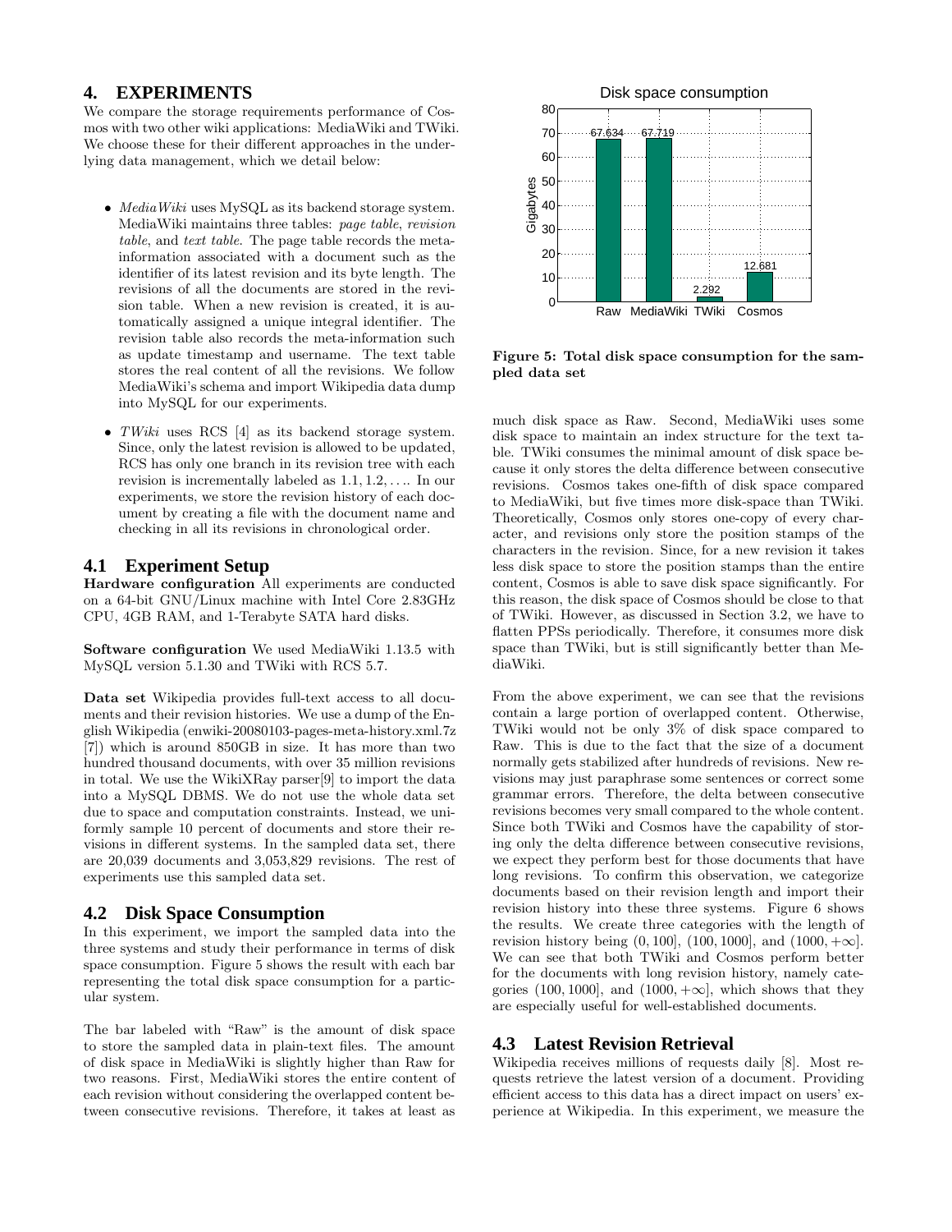## 4. EXPERIMENTS

We compare the storage requirements performance of Cosmos with two other wiki applications: MediaWiki and TWiki. We choose these for their different approaches in the underlying data management, which we detail below:

- *MediaWiki* uses MySQL as its backend storage system. MediaWiki maintains three tables: *page table*, *revision table*, and *text table*. The page table records the meta-information associated with a document such as the identifier of its latest revision and its byte length. The revisions of all the documents are stored in the revision table. When a new revision is created, it is automatically assigned a unique integral identifier. The revision table also records the meta-information such as update timestamp and username. The text table stores the real content of all the revisions. We follow MediaWiki's schema and import Wikipedia data dump into MySQL for our experiments.
- *TWiki* uses RCS [4] as its backend storage system. Since, only the latest revision is allowed to be updated, RCS has only one branch in its revision tree with each revision is incrementally labeled as $1.1, 1.2, \ldots$. In our experiments, we store the revision history of each document by creating a file with the document name and checking in all its revisions in chronological order.

### 4.1 Experiment Setup

**Hardware configuration** All experiments are conducted on a 64-bit GNU/Linux machine with Intel Core 2.83GHz CPU, 4GB RAM, and 1-Terabyte SATA hard disks.

**Software configuration** We used MediaWiki 1.13.5 with MySQL version 5.1.30 and TWiki with RCS 5.7.

**Data set** Wikipedia provides full-text access to all documents and their revision histories. We use a dump of the English Wikipedia (enwiki-20080103-pages-meta-history.xml.7z [7]) which is around 850GB in size. It has more than two hundred thousand documents, with over 35 million revisions in total. We use the WikiXRay parser[9] to import the data into a MySQL DBMS. We do not use the whole data set due to space and computation constraints. Instead, we uniformly sample 10 percent of documents and store their revisions in different systems. In the sampled data set, there are 20,039 documents and 3,053,829 revisions. The rest of experiments use this sampled data set.

### 4.2 Disk Space Consumption

In this experiment, we import the sampled data into the three systems and study their performance in terms of disk space consumption. Figure 5 shows the result with each bar representing the total disk space consumption for a particular system.

The bar labeled with "Raw" is the amount of disk space to store the sampled data in plain-text files. The amount of disk space in MediaWiki is slightly higher than Raw for two reasons. First, MediaWiki stores the entire content of each revision without considering the overlapped content between consecutive revisions. Therefore, it takes at least as much disk space as Raw. Second, MediaWiki uses some disk space to maintain an index structure for the text table. TWiki consumes the minimal amount of disk space because it only stores the delta difference between consecutive revisions. Cosmos takes one-fifth of disk space compared to MediaWiki, but five times more disk-space than TWiki. Theoretically, Cosmos only stores one-copy of every character, and revisions only store the position stamps of the characters in the revision. Since, for a new revision it takes less disk space to store the position stamps than the entire content, Cosmos is able to save disk space significantly. For this reason, the disk space of Cosmos should be close to that of TWiki. However, as discussed in Section 3.2, we have to flatten PPSs periodically. Therefore, it consumes more disk space than TWiki, but is still significantly better than MediaWiki.

Disk space consumption

| System | Gigabytes |
|---|---|
| Raw | 67.634 |
| MediaWiki | 67.719 |
| TWiki | 2.292 |
| Cosmos | 12.681 |

**Figure 5: Total disk space consumption for the sampled data set**

From the above experiment, we can see that the revisions contain a large portion of overlapped content. Otherwise, TWiki would not be only 3% of disk space compared to Raw. This is due to the fact that the size of a document normally gets stabilized after hundreds of revisions. New revisions may just paraphrase some sentences or correct some grammar errors. Therefore, the delta between consecutive revisions becomes very small compared to the whole content. Since both TWiki and Cosmos have the capability of storing only the delta difference between consecutive revisions, we expect they perform best for those documents that have long revisions. To confirm this observation, we categorize documents based on their revision length and import their revision history into these three systems. Figure 6 shows the results. We create three categories with the length of revision history being $(0, 100]$, $(100, 1000]$, and $(1000, +\infty]$. We can see that both TWiki and Cosmos perform better for the documents with long revision history, namely categories $(100, 1000]$, and $(1000, +\infty]$, which shows that they are especially useful for well-established documents.

### 4.3 Latest Revision Retrieval

Wikipedia receives millions of requests daily [8]. Most requests retrieve the latest version of a document. Providing efficient access to this data has a direct impact on users' experience at Wikipedia. In this experiment, we measure the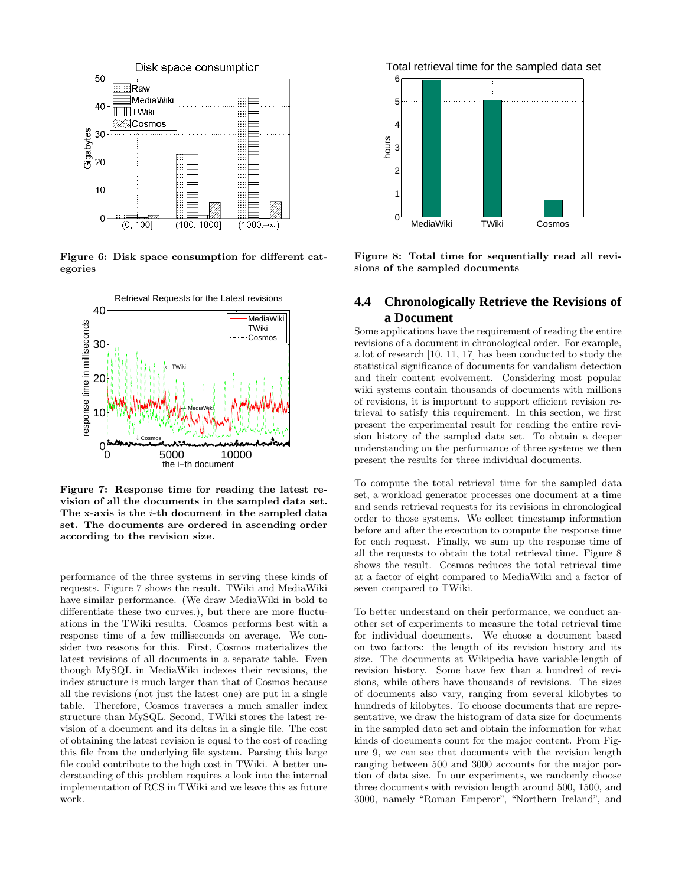Figure 6: Disk space consumption for different categories

Figure 7: Response time for reading the latest revision of all the documents in the sampled data set. The x-axis is the $i$-th document in the sampled data set. The documents are ordered in ascending order according to the revision size.

performance of the three systems in serving these kinds of requests. Figure 7 shows the result. TWiki and MediaWiki have similar performance. (We draw MediaWiki in bold to differentiate these two curves.), but there are more fluctuations in the TWiki results. Cosmos performs best with a response time of a few milliseconds on average. We consider two reasons for this. First, Cosmos materializes the latest revisions of all documents in a separate table. Even though MySQL in MediaWiki indexes their revisions, the index structure is much larger than that of Cosmos because all the revisions (not just the latest one) are put in a single table. Therefore, Cosmos traverses a much smaller index structure than MySQL. Second, TWiki stores the latest revision of a document and its deltas in a single file. The cost of obtaining the latest revision is equal to the cost of reading this file from the underlying file system. Parsing this large file could contribute to the high cost in TWiki. A better understanding of this problem requires a look into the internal implementation of RCS in TWiki and we leave this as future work.

Figure 8: Total time for sequentially read all revisions of the sampled documents

## 4.4 Chronologically Retrieve the Revisions of a Document

Some applications have the requirement of reading the entire revisions of a document in chronological order. For example, a lot of research [10, 11, 17] has been conducted to study the statistical significance of documents for vandalism detection and their content evolvement. Considering most popular wiki systems contain thousands of documents with millions of revisions, it is important to support efficient revision retrieval to satisfy this requirement. In this section, we first present the experimental result for reading the entire revision history of the sampled data set. To obtain a deeper understanding on the performance of three systems we then present the results for three individual documents.

To compute the total retrieval time for the sampled data set, a workload generator processes one document at a time and sends retrieval requests for its revisions in chronological order to those systems. We collect timestamp information before and after the execution to compute the response time for each request. Finally, we sum up the response time of all the requests to obtain the total retrieval time. Figure 8 shows the result. Cosmos reduces the total retrieval time at a factor of eight compared to MediaWiki and a factor of seven compared to TWiki.

To better understand on their performance, we conduct another set of experiments to measure the total retrieval time for individual documents. We choose a document based on two factors: the length of its revision history and its size. The documents at Wikipedia have variable-length of revision history. Some have few than a hundred of revisions, while others have thousands of revisions. The sizes of documents also vary, ranging from several kilobytes to hundreds of kilobytes. To choose documents that are representative, we draw the histogram of data size for documents in the sampled data set and obtain the information for what kinds of documents count for the major content. From Figure 9, we can see that documents with the revision length ranging between 500 and 3000 accounts for the major portion of data size. In our experiments, we randomly choose three documents with revision length around 500, 1500, and 3000, namely "Roman Emperor", "Northern Ireland", and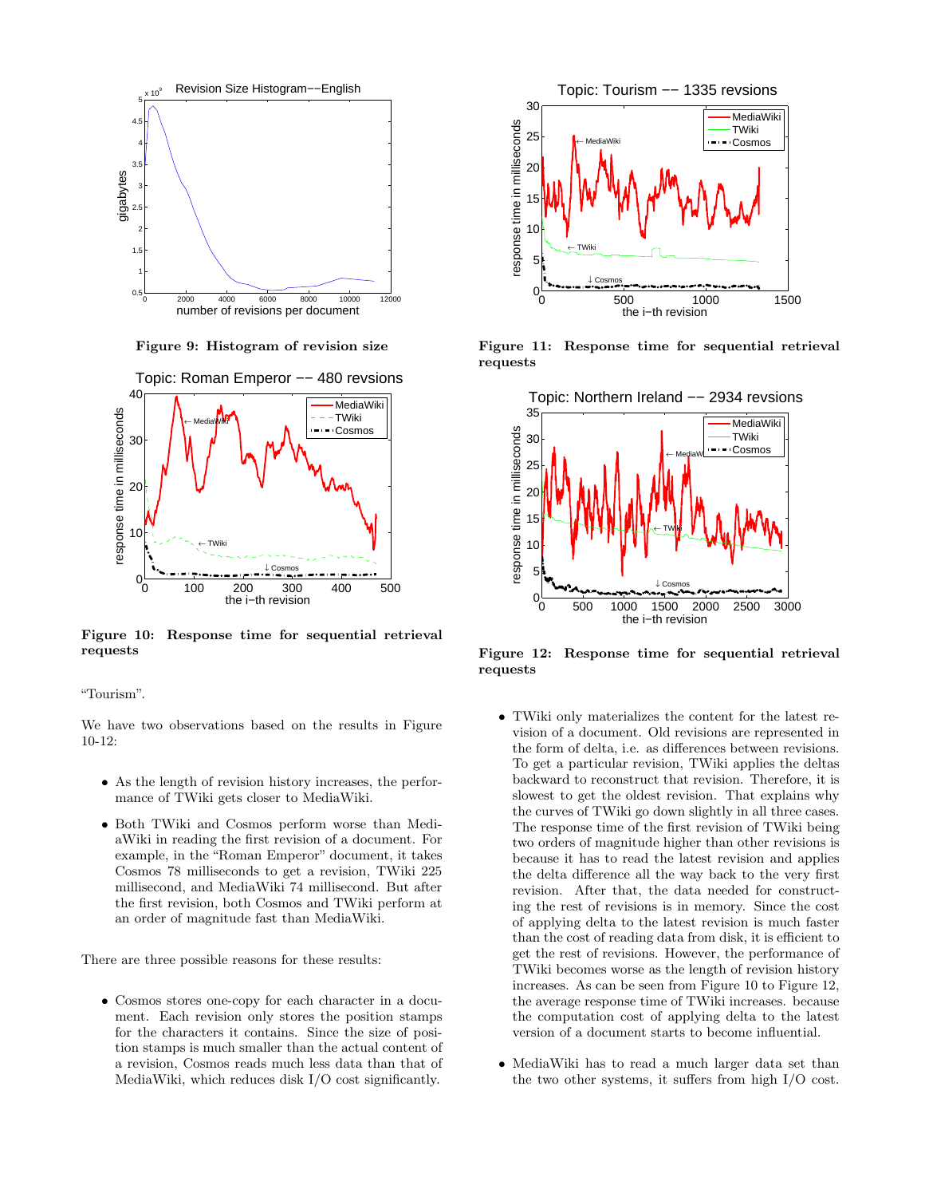Figure 9: Histogram of revision size

Figure 10: Response time for sequential retrieval requests

"Tourism".

We have two observations based on the results in Figure 10-12:

- As the length of revision history increases, the performance of TWiki gets closer to MediaWiki.
- Both TWiki and Cosmos perform worse than MediaWiki in reading the first revision of a document. For example, in the "Roman Emperor" document, it takes Cosmos 78 milliseconds to get a revision, TWiki 225 millisecond, and MediaWiki 74 millisecond. But after the first revision, both Cosmos and TWiki perform at an order of magnitude fast than MediaWiki.

There are three possible reasons for these results:

- Cosmos stores one-copy for each character in a document. Each revision only stores the position stamps for the characters it contains. Since the size of position stamps is much smaller than the actual content of a revision, Cosmos reads much less data than that of MediaWiki, which reduces disk I/O cost significantly.

Figure 11: Response time for sequential retrieval requests

Figure 12: Response time for sequential retrieval requests

- TWiki only materializes the content for the latest revision of a document. Old revisions are represented in the form of delta, i.e. as differences between revisions. To get a particular revision, TWiki applies the deltas backward to reconstruct that revision. Therefore, it is slowest to get the oldest revision. That explains why the curves of TWiki go down slightly in all three cases. The response time of the first revision of TWiki being two orders of magnitude higher than other revisions is because it has to read the latest revision and applies the delta difference all the way back to the very first revision. After that, the data needed for constructing the rest of revisions is in memory. Since the cost of applying delta to the latest revision is much faster than the cost of reading data from disk, it is efficient to get the rest of revisions. However, the performance of TWiki becomes worse as the length of revision history increases. As can be seen from Figure 10 to Figure 12, the average response time of TWiki increases. because the computation cost of applying delta to the latest version of a document starts to become influential.
- MediaWiki has to read a much larger data set than the two other systems, it suffers from high I/O cost.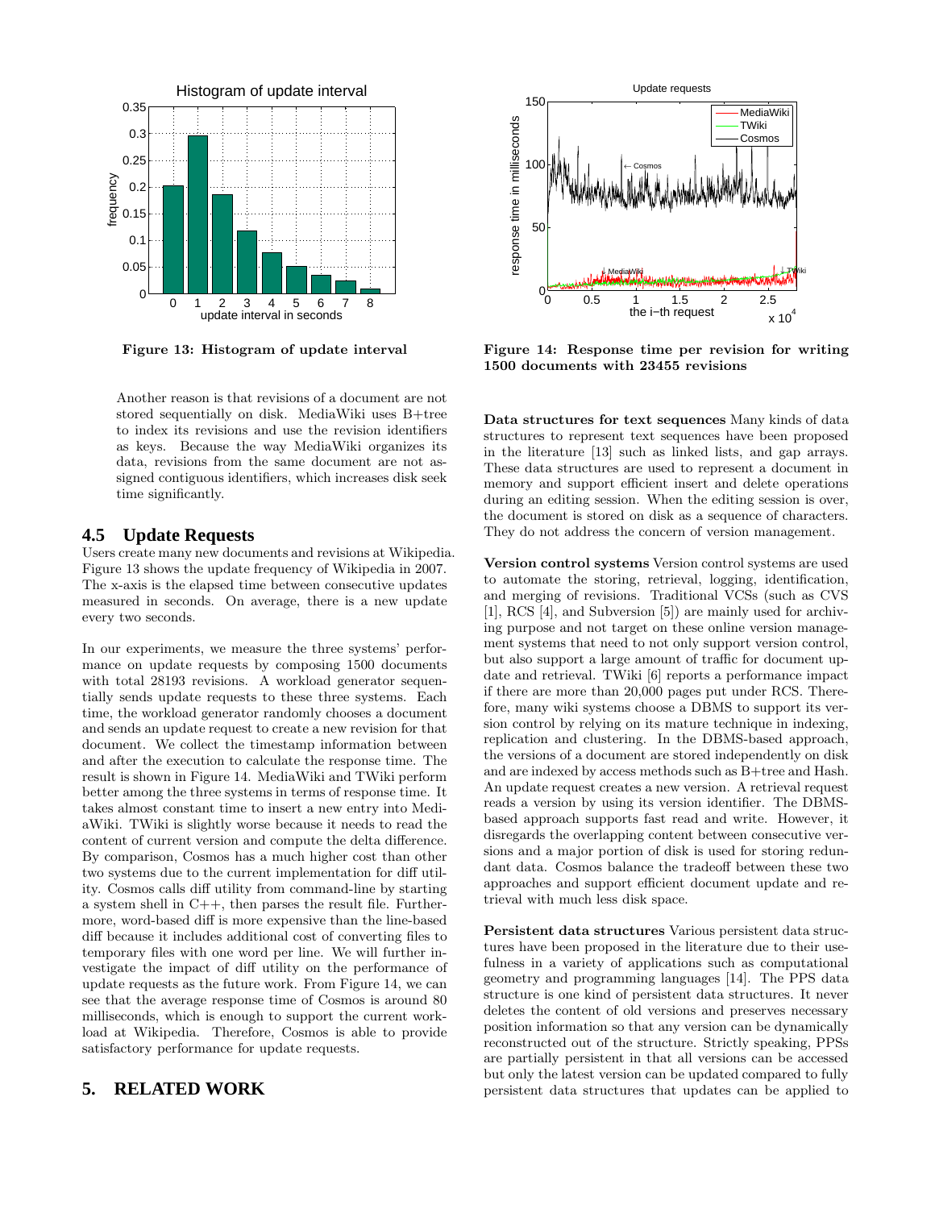Figure 13: Histogram of update interval

Figure 14: Response time per revision for writing 1500 documents with 23455 revisions

Another reason is that revisions of a document are not stored sequentially on disk. MediaWiki uses B+tree to index its revisions and use the revision identifiers as keys. Because the way MediaWiki organizes its data, revisions from the same document are not assigned contiguous identifiers, which increases disk seek time significantly.

## 4.5 Update Requests

Users create many new documents and revisions at Wikipedia. Figure 13 shows the update frequency of Wikipedia in 2007. The x-axis is the elapsed time between consecutive updates measured in seconds. On average, there is a new update every two seconds.

In our experiments, we measure the three systems' performance on update requests by composing 1500 documents with total 28193 revisions. A workload generator sequentially sends update requests to these three systems. Each time, the workload generator randomly chooses a document and sends an update request to create a new revision for that document. We collect the timestamp information between and after the execution to calculate the response time. The result is shown in Figure 14. MediaWiki and TWiki perform better among the three systems in terms of response time. It takes almost constant time to insert a new entry into MediaWiki. TWiki is slightly worse because it needs to read the content of current version and compute the delta difference. By comparison, Cosmos has a much higher cost than other two systems due to the current implementation for diff utility. Cosmos calls diff utility from command-line by starting a system shell in C++, then parses the result file. Furthermore, word-based diff is more expensive than the line-based diff because it includes additional cost of converting files to temporary files with one word per line. We will further investigate the impact of diff utility on the performance of update requests as the future work. From Figure 14, we can see that the average response time of Cosmos is around 80 milliseconds, which is enough to support the current workload at Wikipedia. Therefore, Cosmos is able to provide satisfactory performance for update requests.

## 5. RELATED WORK

**Data structures for text sequences** Many kinds of data structures to represent text sequences have been proposed in the literature [13] such as linked lists, and gap arrays. These data structures are used to represent a document in memory and support efficient insert and delete operations during an editing session. When the editing session is over, the document is stored on disk as a sequence of characters. They do not address the concern of version management.

**Version control systems** Version control systems are used to automate the storing, retrieval, logging, identification, and merging of revisions. Traditional VCSs (such as CVS [1], RCS [4], and Subversion [5]) are mainly used for archiving purpose and not target on these online version management systems that need to not only support version control, but also support a large amount of traffic for document update and retrieval. TWiki [6] reports a performance impact if there are more than 20,000 pages put under RCS. Therefore, many wiki systems choose a DBMS to support its version control by relying on its mature technique in indexing, replication and clustering. In the DBMS-based approach, the versions of a document are stored independently on disk and are indexed by access methods such as B+tree and Hash. An update request creates a new version. A retrieval request reads a version by using its version identifier. The DBMS-based approach supports fast read and write. However, it disregards the overlapping content between consecutive versions and a major portion of disk is used for storing redundant data. Cosmos balance the tradeoff between these two approaches and support efficient document update and retrieval with much less disk space.

**Persistent data structures** Various persistent data structures have been proposed in the literature due to their usefulness in a variety of applications such as computational geometry and programming languages [14]. The PPS data structure is one kind of persistent data structures. It never deletes the content of old versions and preserves necessary position information so that any version can be dynamically reconstructed out of the structure. Strictly speaking, PPSs are partially persistent in that all versions can be accessed but only the latest version can be updated compared to fully persistent data structures that updates can be applied to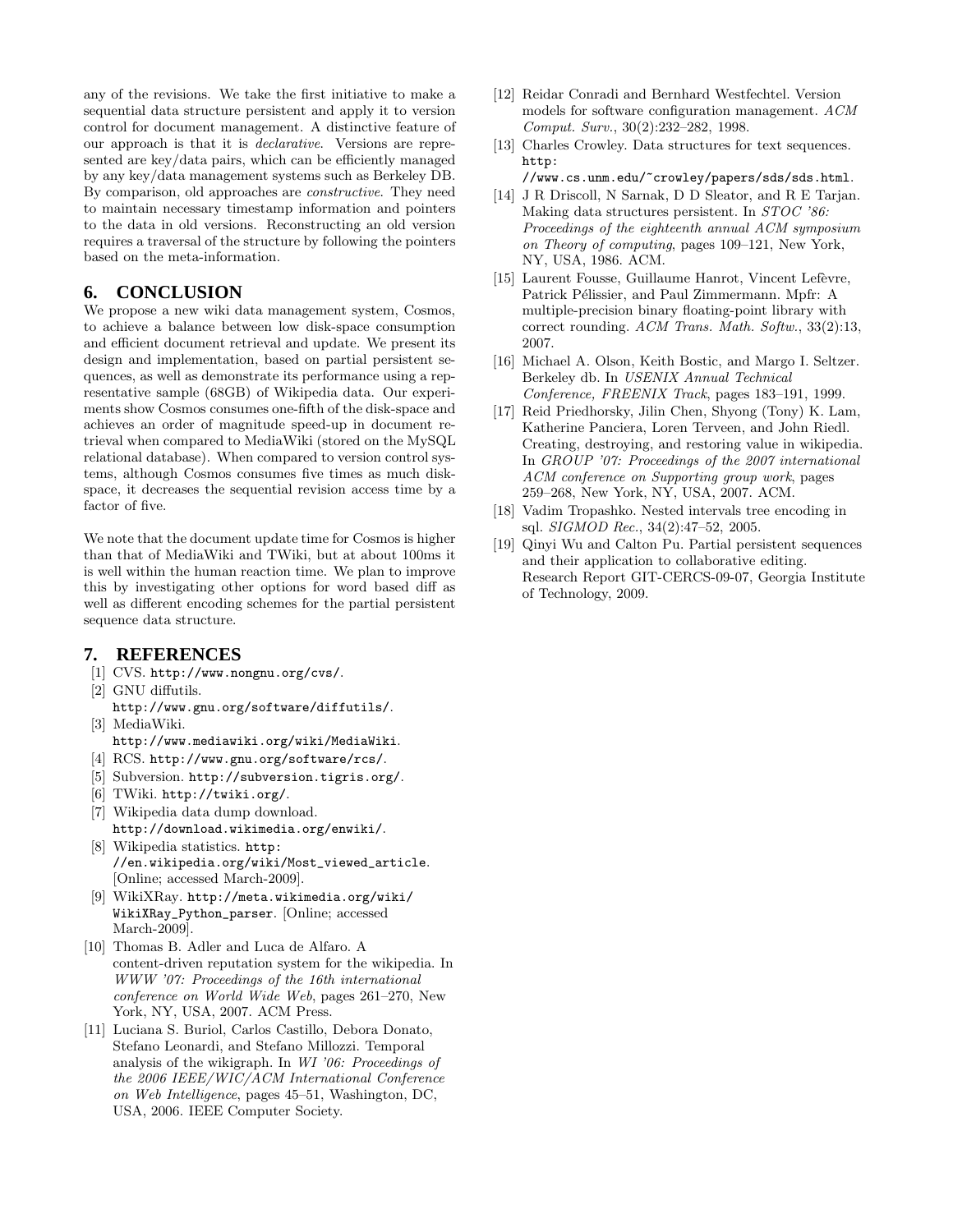any of the revisions. We take the first initiative to make a sequential data structure persistent and apply it to version control for document management. A distinctive feature of our approach is that it is *declarative*. Versions are represented are key/data pairs, which can be efficiently managed by any key/data management systems such as Berkeley DB. By comparison, old approaches are *constructive*. They need to maintain necessary timestamp information and pointers to the data in old versions. Reconstructing an old version requires a traversal of the structure by following the pointers based on the meta-information.

## 6. CONCLUSION

We propose a new wiki data management system, Cosmos, to achieve a balance between low disk-space consumption and efficient document retrieval and update. We present its design and implementation, based on partial persistent sequences, as well as demonstrate its performance using a representative sample (68GB) of Wikipedia data. Our experiments show Cosmos consumes one-fifth of the disk-space and achieves an order of magnitude speed-up in document retrieval when compared to MediaWiki (stored on the MySQL relational database). When compared to version control systems, although Cosmos consumes five times as much disk-space, it decreases the sequential revision access time by a factor of five.

We note that the document update time for Cosmos is higher than that of MediaWiki and TWiki, but at about 100ms it is well within the human reaction time. We plan to improve this by investigating other options for word based diff as well as different encoding schemes for the partial persistent sequence data structure.

## 7. REFERENCES

[1] CVS. `http://www.nongnu.org/cvs/`.

[2] GNU diffutils. `http://www.gnu.org/software/diffutils/`.

[3] MediaWiki. `http://www.mediawiki.org/wiki/MediaWiki`.

[4] RCS. `http://www.gnu.org/software/rcs/`.

[5] Subversion. `http://subversion.tigris.org/`.

[6] TWiki. `http://twiki.org/`.

[7] Wikipedia data dump download. `http://download.wikimedia.org/enwiki/`.

[8] Wikipedia statistics. `http://en.wikipedia.org/wiki/Most_viewed_article`. [Online; accessed March-2009].

[9] WikiXRay. `http://meta.wikimedia.org/wiki/WikiXRay_Python_parser`. [Online; accessed March-2009].

[10] Thomas B. Adler and Luca de Alfaro. A content-driven reputation system for the wikipedia. In *WWW '07: Proceedings of the 16th international conference on World Wide Web*, pages 261–270, New York, NY, USA, 2007. ACM Press.

[11] Luciana S. Buriol, Carlos Castillo, Debora Donato, Stefano Leonardi, and Stefano Millozzi. Temporal analysis of the wikigraph. In *WI '06: Proceedings of the 2006 IEEE/WIC/ACM International Conference on Web Intelligence*, pages 45–51, Washington, DC, USA, 2006. IEEE Computer Society.

[12] Reidar Conradi and Bernhard Westfechtel. Version models for software configuration management. *ACM Comput. Surv.*, 30(2):232–282, 1998.

[13] Charles Crowley. Data structures for text sequences. `http://www.cs.unm.edu/~crowley/papers/sds/sds.html`.

[14] J R Driscoll, N Sarnak, D D Sleator, and R E Tarjan. Making data structures persistent. In *STOC '86: Proceedings of the eighteenth annual ACM symposium on Theory of computing*, pages 109–121, New York, NY, USA, 1986. ACM.

[15] Laurent Fousse, Guillaume Hanrot, Vincent Lefèvre, Patrick Pélissier, and Paul Zimmermann. Mpfr: A multiple-precision binary floating-point library with correct rounding. *ACM Trans. Math. Softw.*, 33(2):13, 2007.

[16] Michael A. Olson, Keith Bostic, and Margo I. Seltzer. Berkeley db. In *USENIX Annual Technical Conference, FREENIX Track*, pages 183–191, 1999.

[17] Reid Priedhorsky, Jilin Chen, Shyong (Tony) K. Lam, Katherine Panciera, Loren Terveen, and John Riedl. Creating, destroying, and restoring value in wikipedia. In *GROUP '07: Proceedings of the 2007 international ACM conference on Supporting group work*, pages 259–268, New York, NY, USA, 2007. ACM.

[18] Vadim Tropashko. Nested intervals tree encoding in sql. *SIGMOD Rec.*, 34(2):47–52, 2005.

[19] Qinyi Wu and Calton Pu. Partial persistent sequences and their application to collaborative editing. Research Report GIT-CERCS-09-07, Georgia Institute of Technology, 2009.